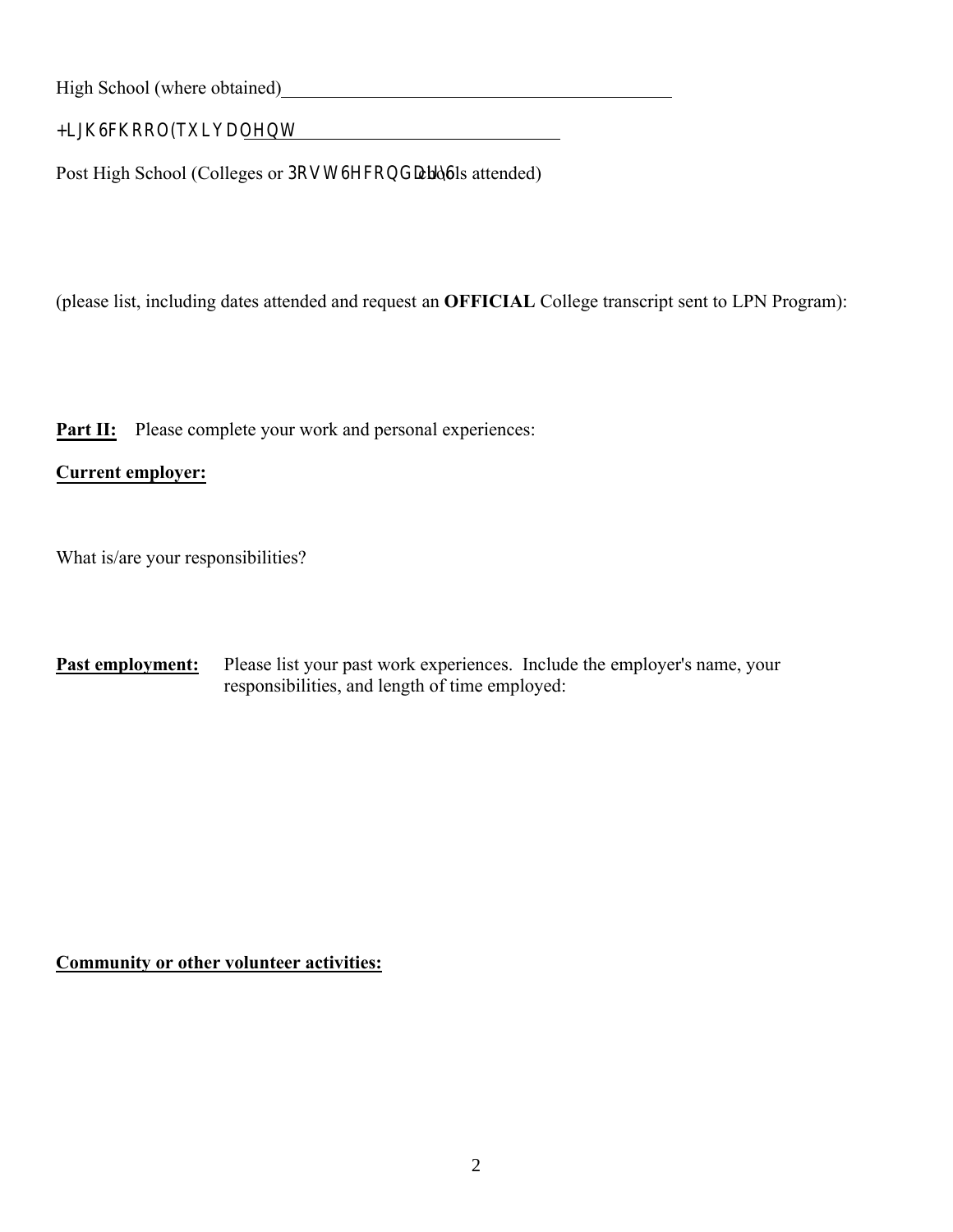High School (where obtained)____________________________________________

+LJK6FKRRO(TXLYDOHQW______________________________

Post High School (Colleges or 3RVW6HFRQGDU\6chools attended)

(please list, including dates attended and request an **OFFICIAL** College transcript sent to LPN Program):

**Part II:** Please complete your work and personal experiences:

**Current employer:**

What is/are your responsibilities?

**Past employment:** Please list your past work experiences. Include the employer's name, your responsibilities, and length of time employed:

**Community or other volunteer activities:**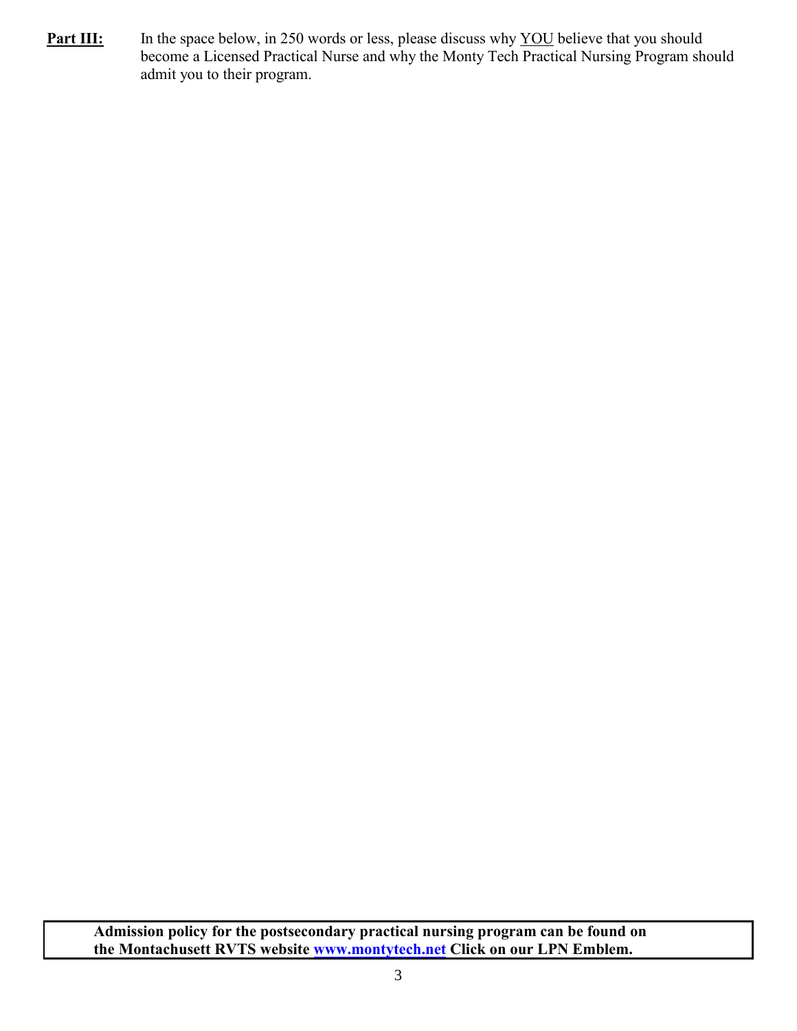**Part III:** In the space below, in 250 words or less, please discuss why YOU believe that you should become a Licensed Practical Nurse and why the Monty Tech Practical Nursing Program should admit you to their program.

**Admission policy for the postsecondary practical nursing program can be found on the Montachusett RVTS website [www.montytech.net](www.montytech.net) Click on our LPN Emblem.**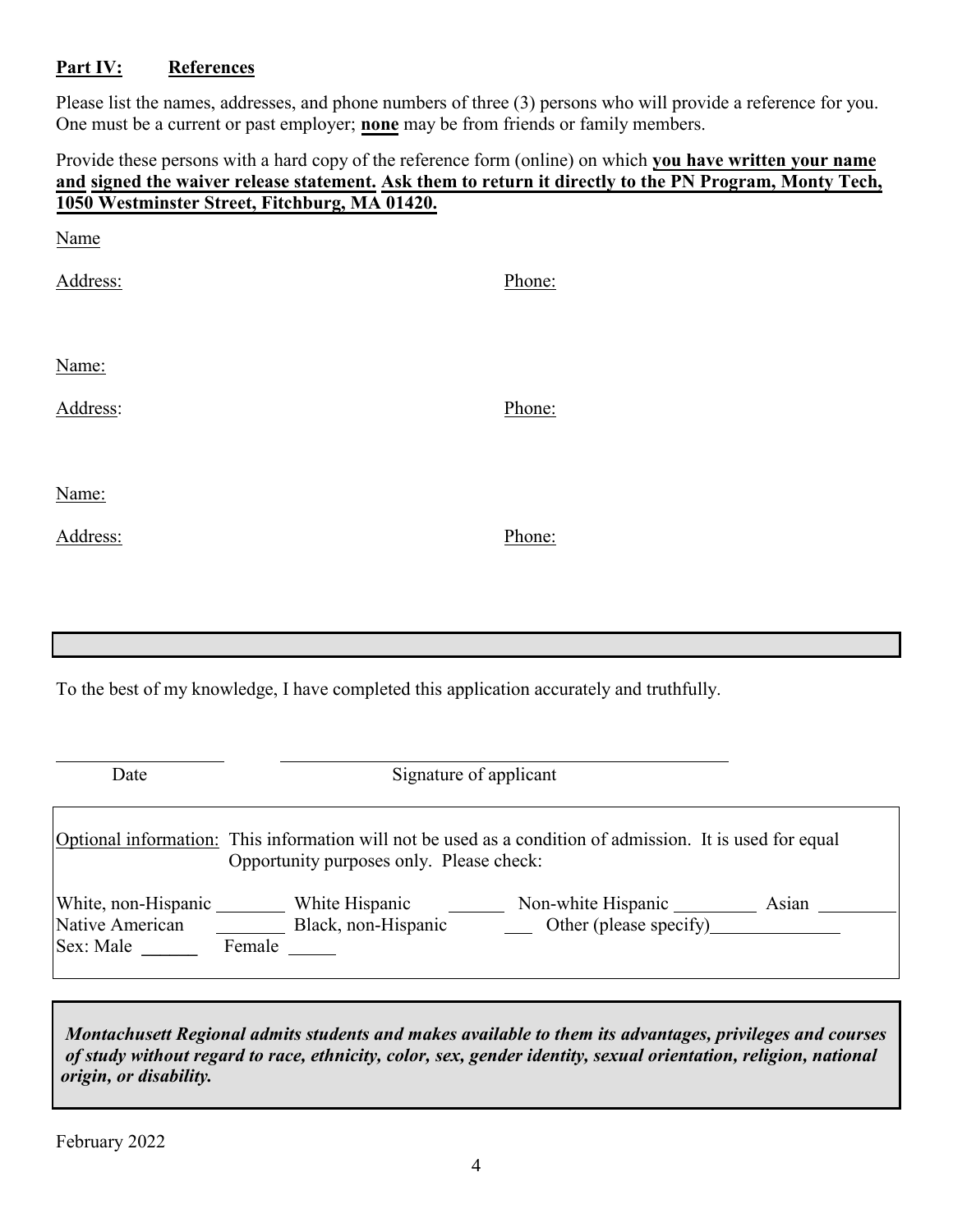**Part IV: References**

Please list the names, addresses, and phone numbers of three (3) persons who will provide a reference for you. One must be a current or past employer; **none** may be from friends or family members.

Provide these persons with a hard copy of the reference form (online) on which **you have written your name and signed the waiver release statement. Ask them to return it directly to the PN Program, Monty Tech, 1050 Westminster Street, Fitchburg, MA 01420.**

Name

Address: Phone:

Name:

Address: Phone:

Name:

Address: Phone:

To the best of my knowledge, I have completed this application accurately and truthfully.

\_\_\_\_\_\_\_\_\_\_\_\_\_\_\_\_ \_\_\_\_\_\_\_\_\_\_\_\_\_\_\_\_\_\_\_\_\_\_\_\_\_\_\_\_\_\_\_\_\_\_\_\_\_\_\_\_

Date Signature of applicant

Optional information: This information will not be used as a condition of admission. It is used for equal Opportunity purposes only. Please check:

White, non-Hispanic \_\_\_\_\_\_\_ White Hispanic \_\_\_\_\_\_ Non-white Hispanic \_\_\_\_\_\_\_\_ Asian \_\_\_\_\_\_\_\_
Native American \_\_\_\_\_\_\_ Black, non-Hispanic \_\_\_ Other (please specify)\_\_\_\_\_\_\_\_\_\_\_\_\_\_
Sex: Male \_\_\_\_\_\_ Female \_\_\_\_\_

***Montachusett Regional admits students and makes available to them its advantages, privileges and courses of study without regard to race, ethnicity, color, sex, gender identity, sexual orientation, religion, national origin, or disability.***

February 2022